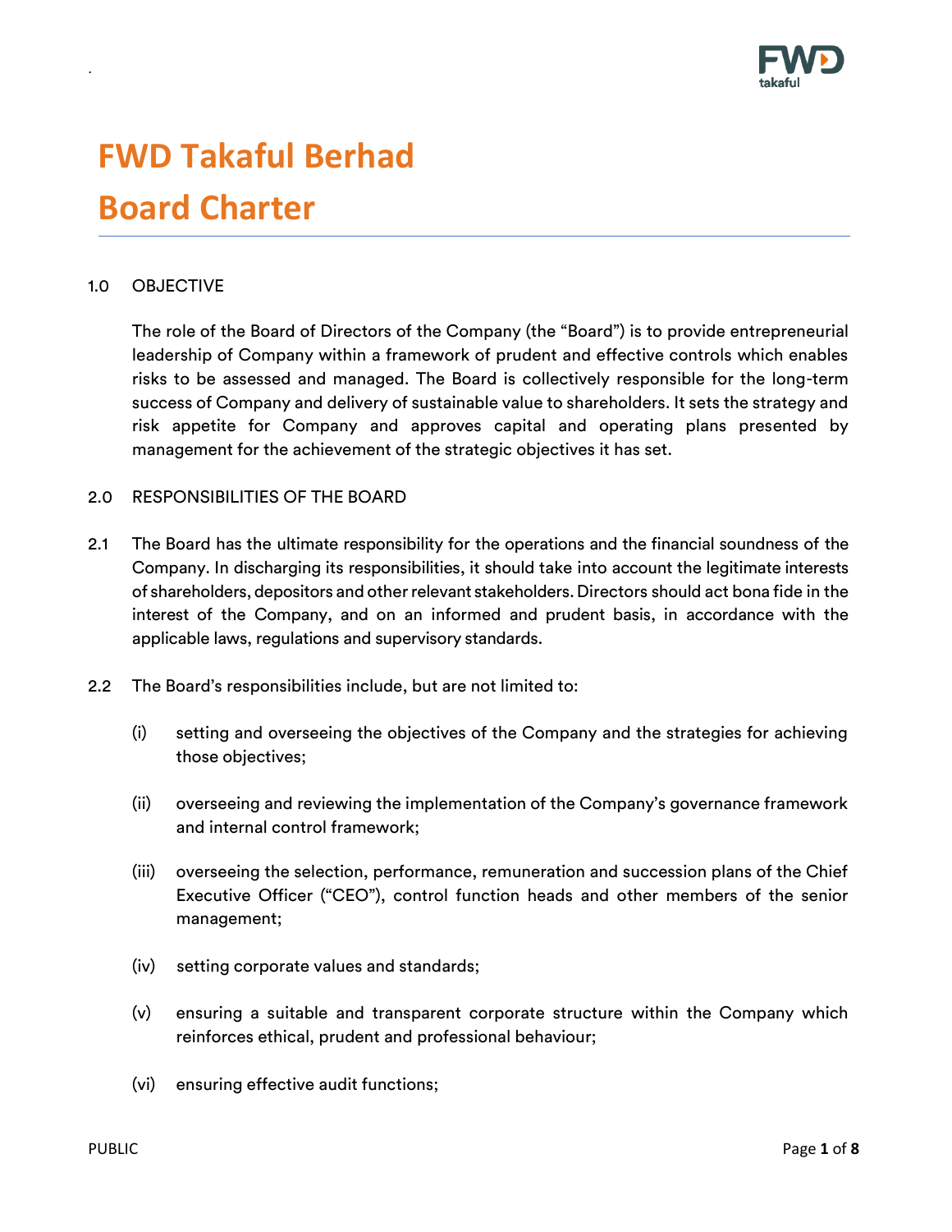# FWD Takaful Berhad

# Board Charter

## 1.0 OBJECTIVE

The role of the Board of Directors of the Company (the "Board") is to provide entrepreneurial leadership of Company within a framework of prudent and effective controls which enables risks to be assessed and managed. The Board is collectively responsible for the long-term success of Company and delivery of sustainable value to shareholders. It sets the strategy and risk appetite for Company and approves capital and operating plans presented by management for the achievement of the strategic objectives it has set.

## 2.0 RESPONSIBILITIES OF THE BOARD

2.1 The Board has the ultimate responsibility for the operations and the financial soundness of the Company. In discharging its responsibilities, it should take into account the legitimate interests of shareholders, depositors and other relevant stakeholders. Directors should act bona fide in the interest of the Company, and on an informed and prudent basis, in accordance with the applicable laws, regulations and supervisory standards.

2.2 The Board's responsibilities include, but are not limited to:

(i) setting and overseeing the objectives of the Company and the strategies for achieving those objectives;

(ii) overseeing and reviewing the implementation of the Company's governance framework and internal control framework;

(iii) overseeing the selection, performance, remuneration and succession plans of the Chief Executive Officer ("CEO"), control function heads and other members of the senior management;

(iv) setting corporate values and standards;

(v) ensuring a suitable and transparent corporate structure within the Company which reinforces ethical, prudent and professional behaviour;

(vi) ensuring effective audit functions;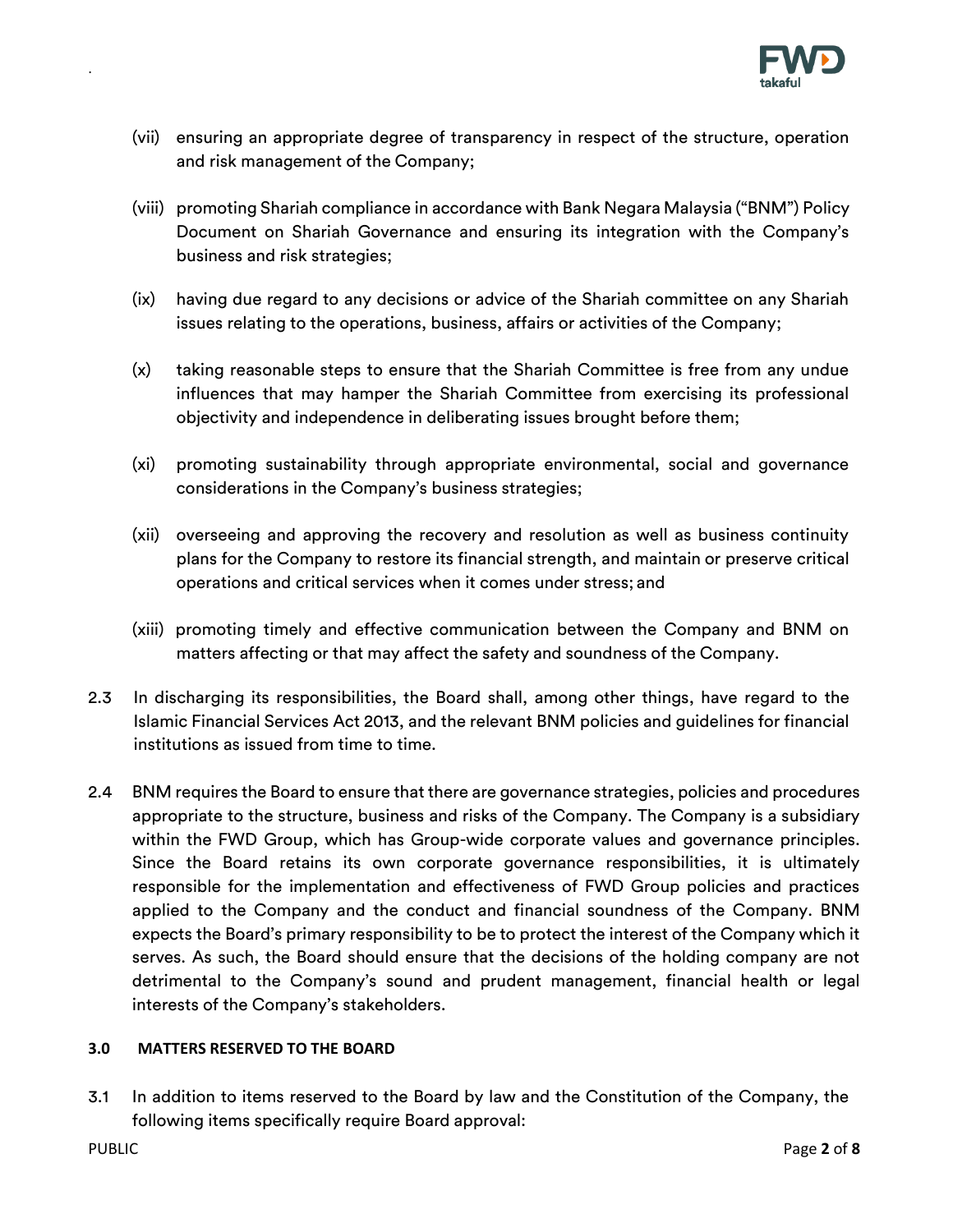(vii) ensuring an appropriate degree of transparency in respect of the structure, operation and risk management of the Company;

(viii) promoting Shariah compliance in accordance with Bank Negara Malaysia ("BNM") Policy Document on Shariah Governance and ensuring its integration with the Company's business and risk strategies;

(ix) having due regard to any decisions or advice of the Shariah committee on any Shariah issues relating to the operations, business, affairs or activities of the Company;

(x) taking reasonable steps to ensure that the Shariah Committee is free from any undue influences that may hamper the Shariah Committee from exercising its professional objectivity and independence in deliberating issues brought before them;

(xi) promoting sustainability through appropriate environmental, social and governance considerations in the Company's business strategies;

(xii) overseeing and approving the recovery and resolution as well as business continuity plans for the Company to restore its financial strength, and maintain or preserve critical operations and critical services when it comes under stress; and

(xiii) promoting timely and effective communication between the Company and BNM on matters affecting or that may affect the safety and soundness of the Company.

2.3 In discharging its responsibilities, the Board shall, among other things, have regard to the Islamic Financial Services Act 2013, and the relevant BNM policies and guidelines for financial institutions as issued from time to time.

2.4 BNM requires the Board to ensure that there are governance strategies, policies and procedures appropriate to the structure, business and risks of the Company. The Company is a subsidiary within the FWD Group, which has Group-wide corporate values and governance principles. Since the Board retains its own corporate governance responsibilities, it is ultimately responsible for the implementation and effectiveness of FWD Group policies and practices applied to the Company and the conduct and financial soundness of the Company. BNM expects the Board's primary responsibility to be to protect the interest of the Company which it serves. As such, the Board should ensure that the decisions of the holding company are not detrimental to the Company's sound and prudent management, financial health or legal interests of the Company's stakeholders.

## 3.0 MATTERS RESERVED TO THE BOARD

3.1 In addition to items reserved to the Board by law and the Constitution of the Company, the following items specifically require Board approval: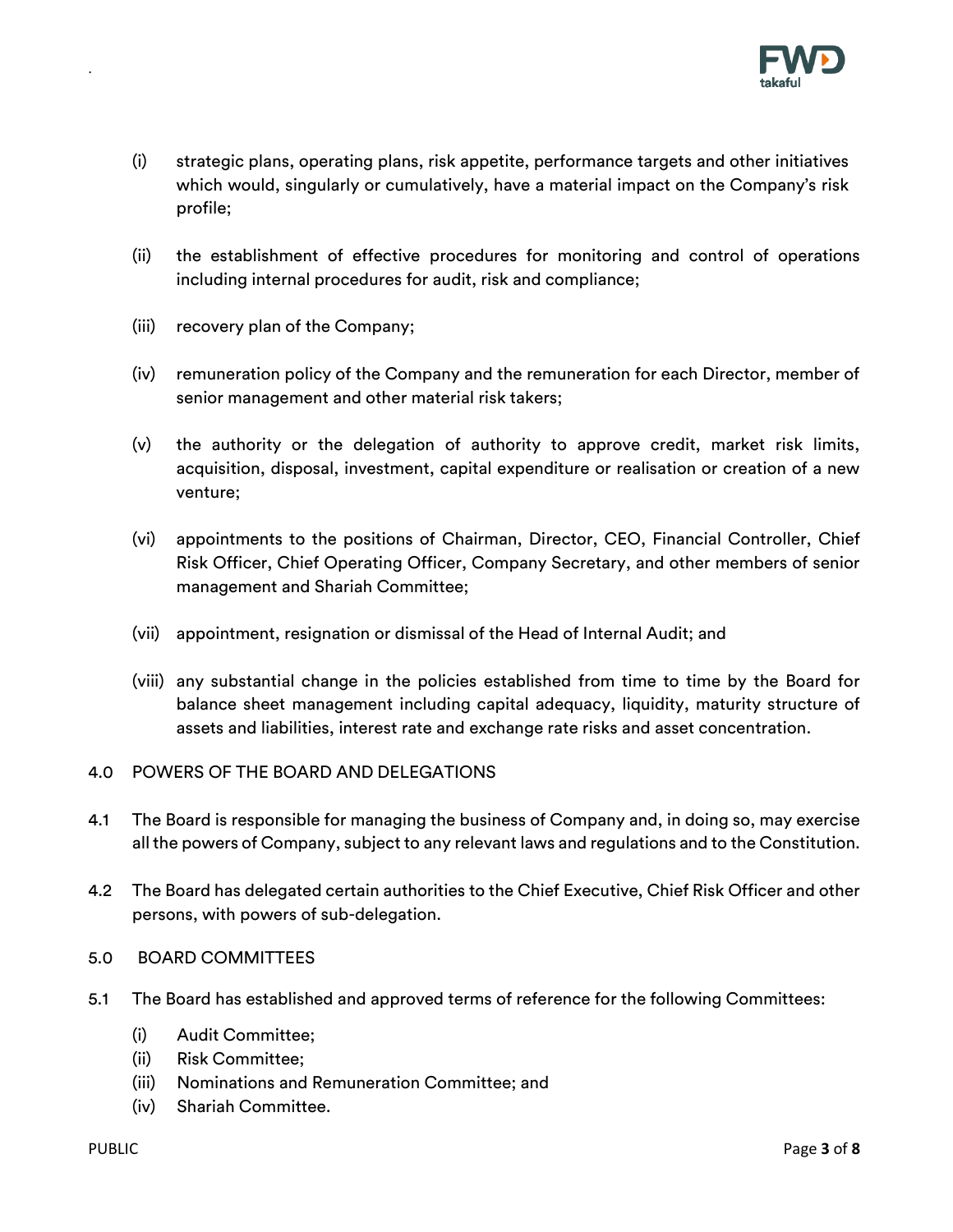(i) strategic plans, operating plans, risk appetite, performance targets and other initiatives which would, singularly or cumulatively, have a material impact on the Company's risk profile;

(ii) the establishment of effective procedures for monitoring and control of operations including internal procedures for audit, risk and compliance;

(iii) recovery plan of the Company;

(iv) remuneration policy of the Company and the remuneration for each Director, member of senior management and other material risk takers;

(v) the authority or the delegation of authority to approve credit, market risk limits, acquisition, disposal, investment, capital expenditure or realisation or creation of a new venture;

(vi) appointments to the positions of Chairman, Director, CEO, Financial Controller, Chief Risk Officer, Chief Operating Officer, Company Secretary, and other members of senior management and Shariah Committee;

(vii) appointment, resignation or dismissal of the Head of Internal Audit; and

(viii) any substantial change in the policies established from time to time by the Board for balance sheet management including capital adequacy, liquidity, maturity structure of assets and liabilities, interest rate and exchange rate risks and asset concentration.

4.0 POWERS OF THE BOARD AND DELEGATIONS

4.1 The Board is responsible for managing the business of Company and, in doing so, may exercise all the powers of Company, subject to any relevant laws and regulations and to the Constitution.

4.2 The Board has delegated certain authorities to the Chief Executive, Chief Risk Officer and other persons, with powers of sub-delegation.

5.0 BOARD COMMITTEES

5.1 The Board has established and approved terms of reference for the following Committees:

(i) Audit Committee;
(ii) Risk Committee;
(iii) Nominations and Remuneration Committee; and
(iv) Shariah Committee.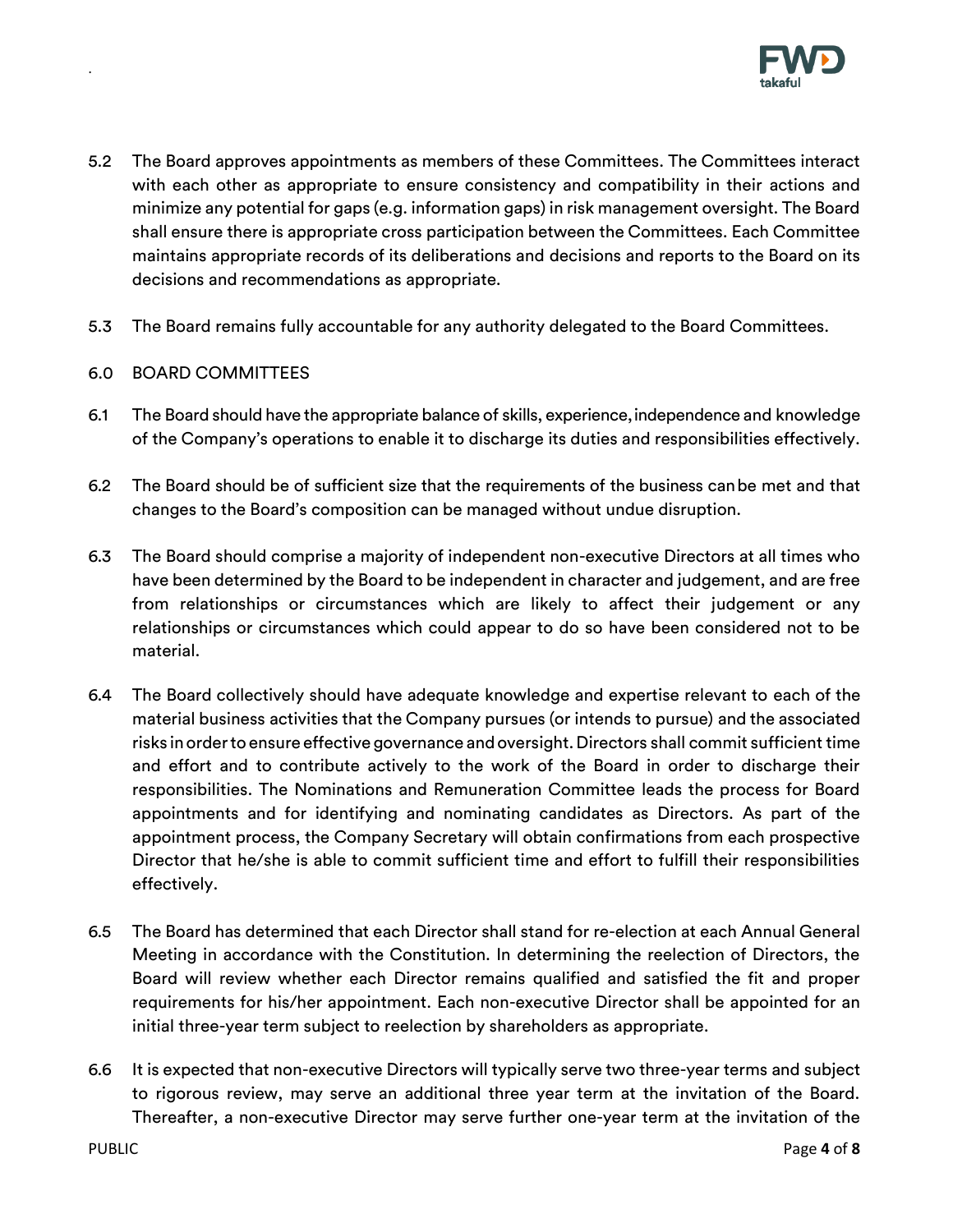5.2 The Board approves appointments as members of these Committees. The Committees interact with each other as appropriate to ensure consistency and compatibility in their actions and minimize any potential for gaps (e.g. information gaps) in risk management oversight. The Board shall ensure there is appropriate cross participation between the Committees. Each Committee maintains appropriate records of its deliberations and decisions and reports to the Board on its decisions and recommendations as appropriate.

5.3 The Board remains fully accountable for any authority delegated to the Board Committees.

## 6.0 BOARD COMMITTEES

6.1 The Board should have the appropriate balance of skills, experience, independence and knowledge of the Company's operations to enable it to discharge its duties and responsibilities effectively.

6.2 The Board should be of sufficient size that the requirements of the business can be met and that changes to the Board's composition can be managed without undue disruption.

6.3 The Board should comprise a majority of independent non-executive Directors at all times who have been determined by the Board to be independent in character and judgement, and are free from relationships or circumstances which are likely to affect their judgement or any relationships or circumstances which could appear to do so have been considered not to be material.

6.4 The Board collectively should have adequate knowledge and expertise relevant to each of the material business activities that the Company pursues (or intends to pursue) and the associated risks in order to ensure effective governance and oversight. Directors shall commit sufficient time and effort and to contribute actively to the work of the Board in order to discharge their responsibilities. The Nominations and Remuneration Committee leads the process for Board appointments and for identifying and nominating candidates as Directors. As part of the appointment process, the Company Secretary will obtain confirmations from each prospective Director that he/she is able to commit sufficient time and effort to fulfill their responsibilities effectively.

6.5 The Board has determined that each Director shall stand for re-election at each Annual General Meeting in accordance with the Constitution. In determining the reelection of Directors, the Board will review whether each Director remains qualified and satisfied the fit and proper requirements for his/her appointment. Each non-executive Director shall be appointed for an initial three-year term subject to reelection by shareholders as appropriate.

6.6 It is expected that non-executive Directors will typically serve two three-year terms and subject to rigorous review, may serve an additional three year term at the invitation of the Board. Thereafter, a non-executive Director may serve further one-year term at the invitation of the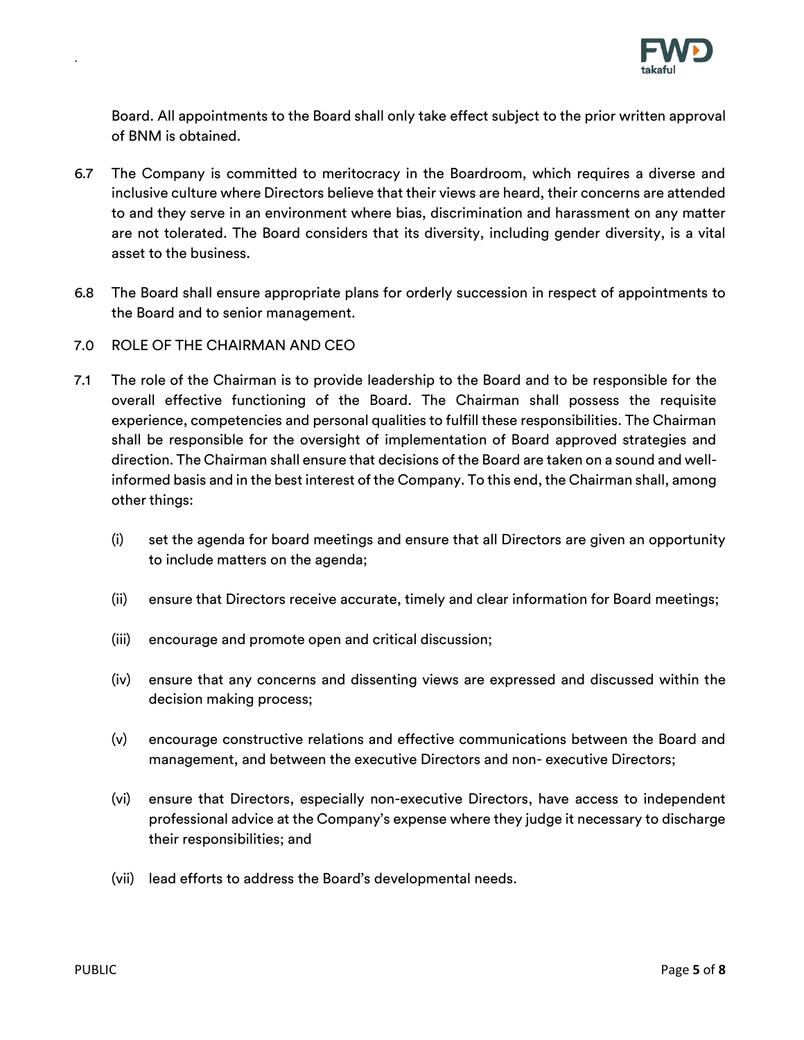Board. All appointments to the Board shall only take effect subject to the prior written approval of BNM is obtained.

6.7 The Company is committed to meritocracy in the Boardroom, which requires a diverse and inclusive culture where Directors believe that their views are heard, their concerns are attended to and they serve in an environment where bias, discrimination and harassment on any matter are not tolerated. The Board considers that its diversity, including gender diversity, is a vital asset to the business.

6.8 The Board shall ensure appropriate plans for orderly succession in respect of appointments to the Board and to senior management.

## 7.0 ROLE OF THE CHAIRMAN AND CEO

7.1 The role of the Chairman is to provide leadership to the Board and to be responsible for the overall effective functioning of the Board. The Chairman shall possess the requisite experience, competencies and personal qualities to fulfill these responsibilities. The Chairman shall be responsible for the oversight of implementation of Board approved strategies and direction. The Chairman shall ensure that decisions of the Board are taken on a sound and well-informed basis and in the best interest of the Company. To this end, the Chairman shall, among other things:

(i) set the agenda for board meetings and ensure that all Directors are given an opportunity to include matters on the agenda;

(ii) ensure that Directors receive accurate, timely and clear information for Board meetings;

(iii) encourage and promote open and critical discussion;

(iv) ensure that any concerns and dissenting views are expressed and discussed within the decision making process;

(v) encourage constructive relations and effective communications between the Board and management, and between the executive Directors and non- executive Directors;

(vi) ensure that Directors, especially non-executive Directors, have access to independent professional advice at the Company's expense where they judge it necessary to discharge their responsibilities; and

(vii) lead efforts to address the Board's developmental needs.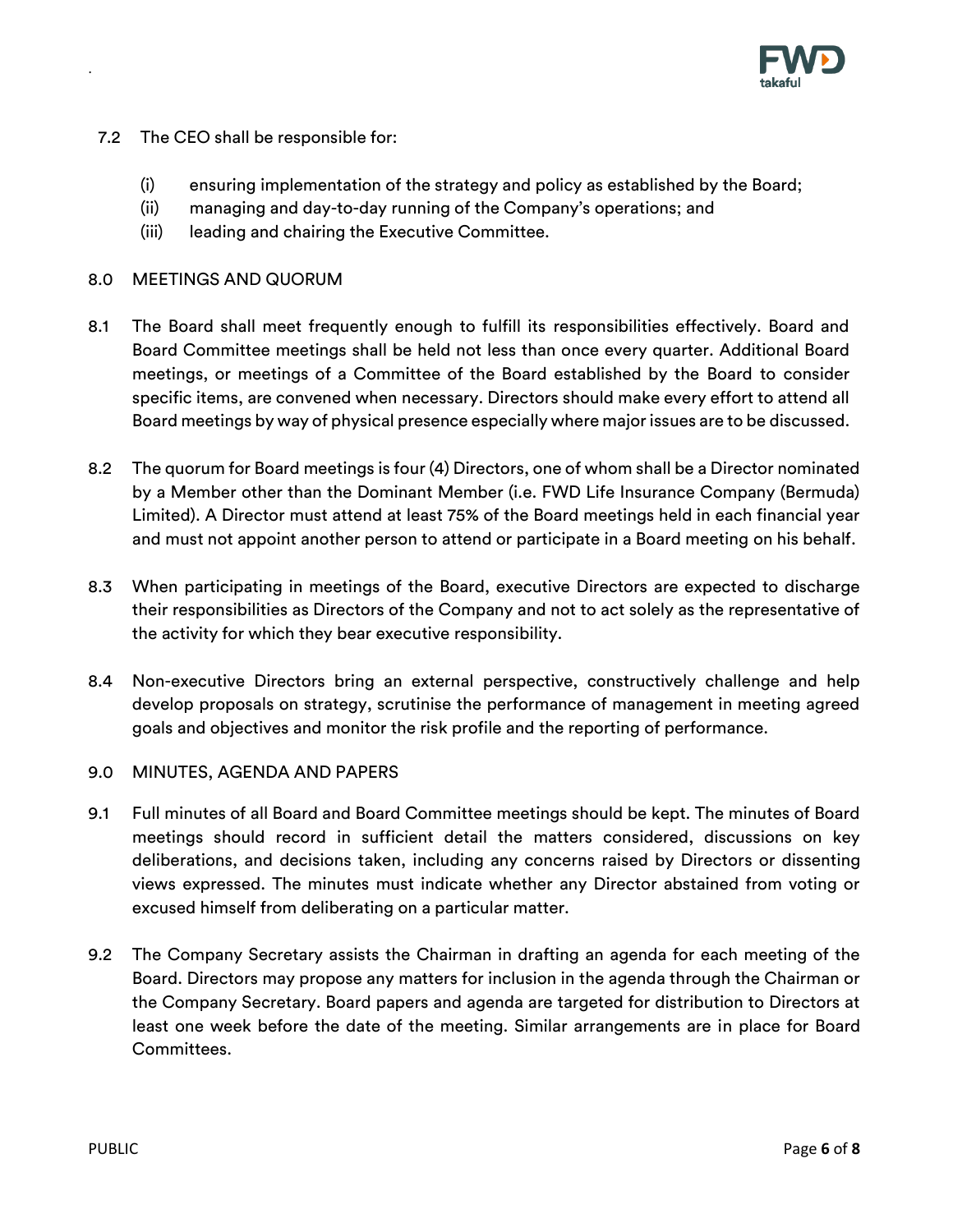7.2 The CEO shall be responsible for:

(i) ensuring implementation of the strategy and policy as established by the Board;
(ii) managing and day-to-day running of the Company's operations; and
(iii) leading and chairing the Executive Committee.

## 8.0 MEETINGS AND QUORUM

8.1 The Board shall meet frequently enough to fulfill its responsibilities effectively. Board and Board Committee meetings shall be held not less than once every quarter. Additional Board meetings, or meetings of a Committee of the Board established by the Board to consider specific items, are convened when necessary. Directors should make every effort to attend all Board meetings by way of physical presence especially where major issues are to be discussed.

8.2 The quorum for Board meetings is four (4) Directors, one of whom shall be a Director nominated by a Member other than the Dominant Member (i.e. FWD Life Insurance Company (Bermuda) Limited). A Director must attend at least 75% of the Board meetings held in each financial year and must not appoint another person to attend or participate in a Board meeting on his behalf.

8.3 When participating in meetings of the Board, executive Directors are expected to discharge their responsibilities as Directors of the Company and not to act solely as the representative of the activity for which they bear executive responsibility.

8.4 Non-executive Directors bring an external perspective, constructively challenge and help develop proposals on strategy, scrutinise the performance of management in meeting agreed goals and objectives and monitor the risk profile and the reporting of performance.

## 9.0 MINUTES, AGENDA AND PAPERS

9.1 Full minutes of all Board and Board Committee meetings should be kept. The minutes of Board meetings should record in sufficient detail the matters considered, discussions on key deliberations, and decisions taken, including any concerns raised by Directors or dissenting views expressed. The minutes must indicate whether any Director abstained from voting or excused himself from deliberating on a particular matter.

9.2 The Company Secretary assists the Chairman in drafting an agenda for each meeting of the Board. Directors may propose any matters for inclusion in the agenda through the Chairman or the Company Secretary. Board papers and agenda are targeted for distribution to Directors at least one week before the date of the meeting. Similar arrangements are in place for Board Committees.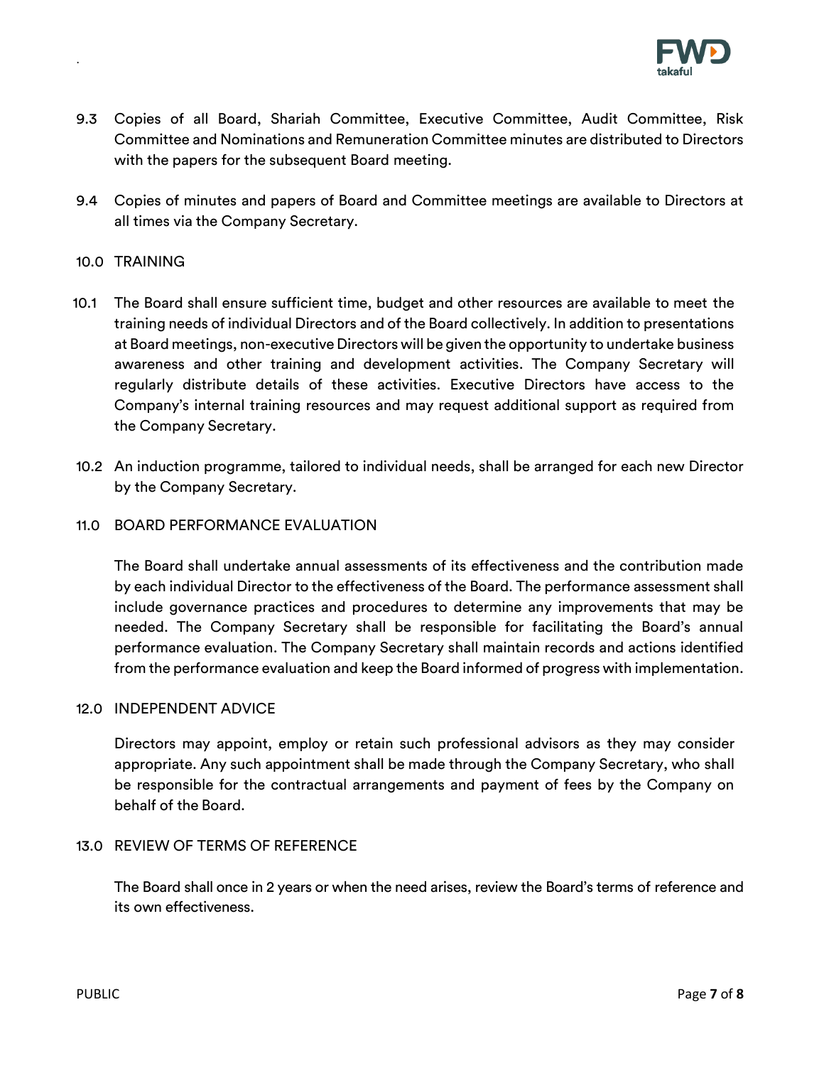9.3 Copies of all Board, Shariah Committee, Executive Committee, Audit Committee, Risk Committee and Nominations and Remuneration Committee minutes are distributed to Directors with the papers for the subsequent Board meeting.

9.4 Copies of minutes and papers of Board and Committee meetings are available to Directors at all times via the Company Secretary.

## 10.0 TRAINING

10.1 The Board shall ensure sufficient time, budget and other resources are available to meet the training needs of individual Directors and of the Board collectively. In addition to presentations at Board meetings, non-executive Directors will be given the opportunity to undertake business awareness and other training and development activities. The Company Secretary will regularly distribute details of these activities. Executive Directors have access to the Company's internal training resources and may request additional support as required from the Company Secretary.

10.2 An induction programme, tailored to individual needs, shall be arranged for each new Director by the Company Secretary.

## 11.0 BOARD PERFORMANCE EVALUATION

The Board shall undertake annual assessments of its effectiveness and the contribution made by each individual Director to the effectiveness of the Board. The performance assessment shall include governance practices and procedures to determine any improvements that may be needed. The Company Secretary shall be responsible for facilitating the Board's annual performance evaluation. The Company Secretary shall maintain records and actions identified from the performance evaluation and keep the Board informed of progress with implementation.

## 12.0 INDEPENDENT ADVICE

Directors may appoint, employ or retain such professional advisors as they may consider appropriate. Any such appointment shall be made through the Company Secretary, who shall be responsible for the contractual arrangements and payment of fees by the Company on behalf of the Board.

## 13.0 REVIEW OF TERMS OF REFERENCE

The Board shall once in 2 years or when the need arises, review the Board's terms of reference and its own effectiveness.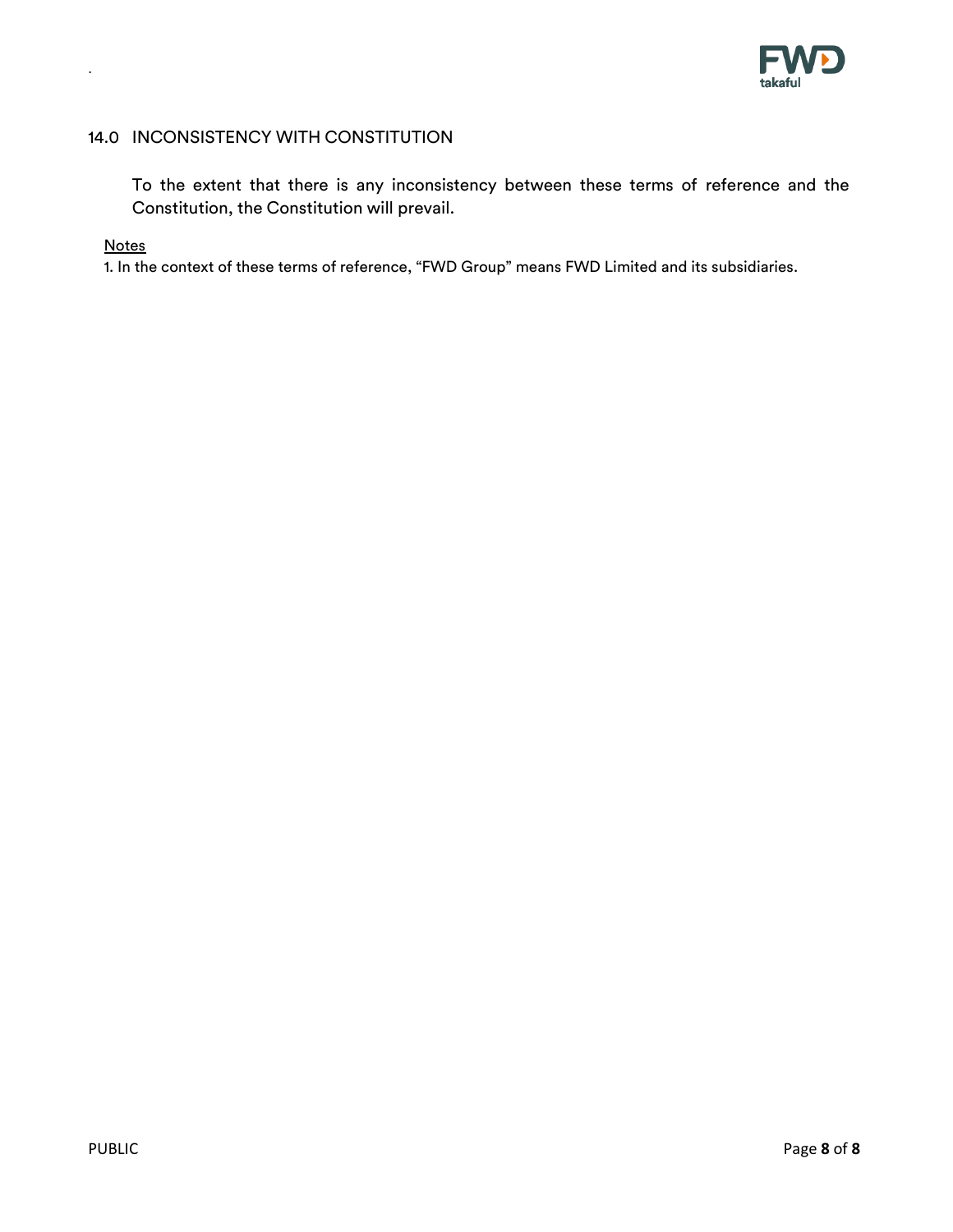## 14.0 INCONSISTENCY WITH CONSTITUTION

To the extent that there is any inconsistency between these terms of reference and the Constitution, the Constitution will prevail.

Notes

1. In the context of these terms of reference, “FWD Group” means FWD Limited and its subsidiaries.